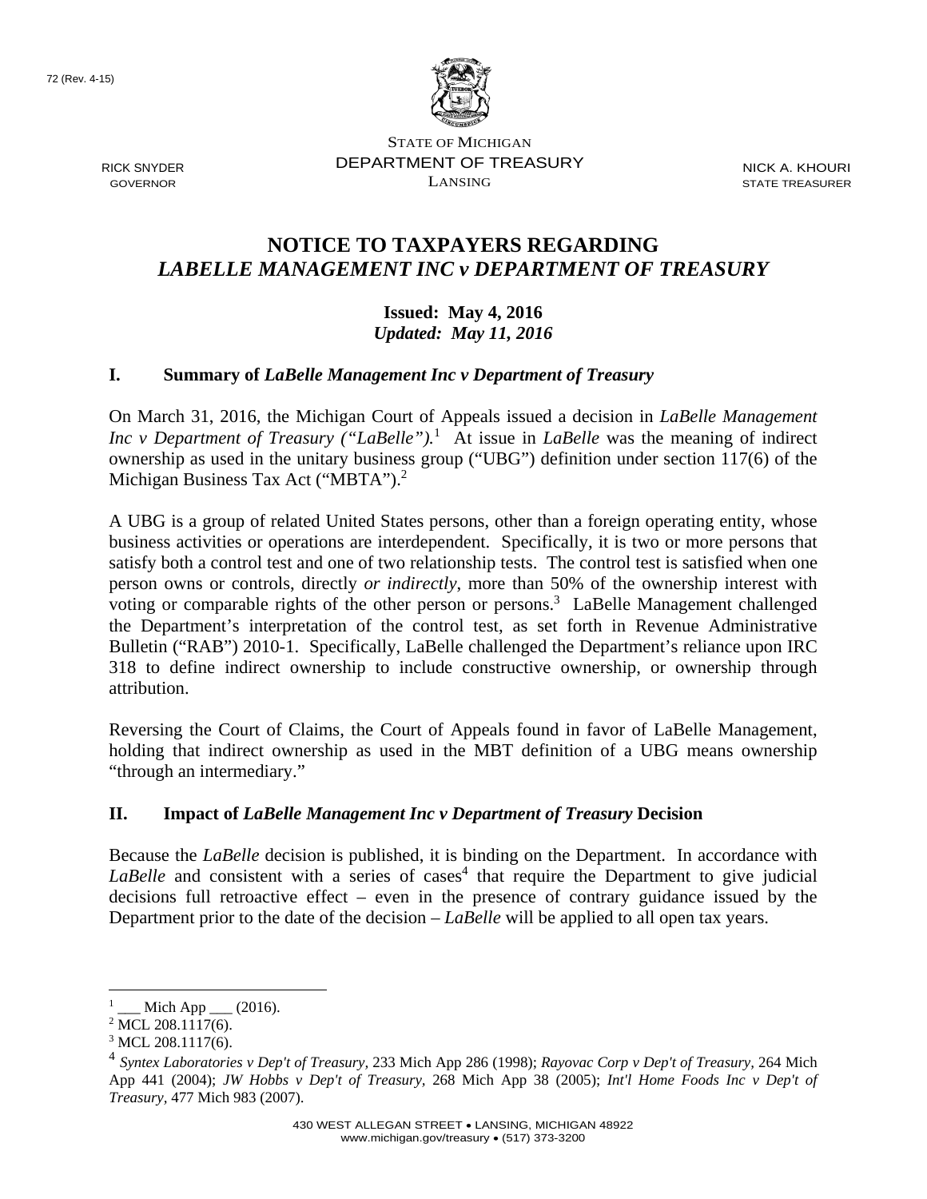72 (Rev. 4-15)

STATE OF MICHIGAN
DEPARTMENT OF TREASURY
LANSING

RICK SNYDER
GOVERNOR

NICK A. KHOURI
STATE TREASURER

# NOTICE TO TAXPAYERS REGARDING *LABELLE MANAGEMENT INC v DEPARTMENT OF TREASURY*

**Issued: May 4, 2016**
***Updated: May 11, 2016***

## I. Summary of *LaBelle Management Inc v Department of Treasury*

On March 31, 2016, the Michigan Court of Appeals issued a decision in *LaBelle Management Inc v Department of Treasury ("LaBelle").*[1] At issue in *LaBelle* was the meaning of indirect ownership as used in the unitary business group ("UBG") definition under section 117(6) of the Michigan Business Tax Act ("MBTA").[2]

A UBG is a group of related United States persons, other than a foreign operating entity, whose business activities or operations are interdependent. Specifically, it is two or more persons that satisfy both a control test and one of two relationship tests. The control test is satisfied when one person owns or controls, directly *or indirectly*, more than 50% of the ownership interest with voting or comparable rights of the other person or persons.[3] LaBelle Management challenged the Department's interpretation of the control test, as set forth in Revenue Administrative Bulletin ("RAB") 2010-1. Specifically, LaBelle challenged the Department's reliance upon IRC 318 to define indirect ownership to include constructive ownership, or ownership through attribution.

Reversing the Court of Claims, the Court of Appeals found in favor of LaBelle Management, holding that indirect ownership as used in the MBT definition of a UBG means ownership "through an intermediary."

## II. Impact of *LaBelle Management Inc v Department of Treasury* Decision

Because the *LaBelle* decision is published, it is binding on the Department. In accordance with *LaBelle* and consistent with a series of cases[4] that require the Department to give judicial decisions full retroactive effect – even in the presence of contrary guidance issued by the Department prior to the date of the decision – *LaBelle* will be applied to all open tax years.

---

[1] ___ Mich App ___ (2016).
[2] MCL 208.1117(6).
[3] MCL 208.1117(6).
[4] *Syntex Laboratories v Dep't of Treasury,* 233 Mich App 286 (1998); *Rayovac Corp v Dep't of Treasury*, 264 Mich App 441 (2004); *JW Hobbs v Dep't of Treasury,* 268 Mich App 38 (2005); *Int'l Home Foods Inc v Dep't of Treasury,* 477 Mich 983 (2007).

430 WEST ALLEGAN STREET • LANSING, MICHIGAN 48922
www.michigan.gov/treasury • (517) 373-3200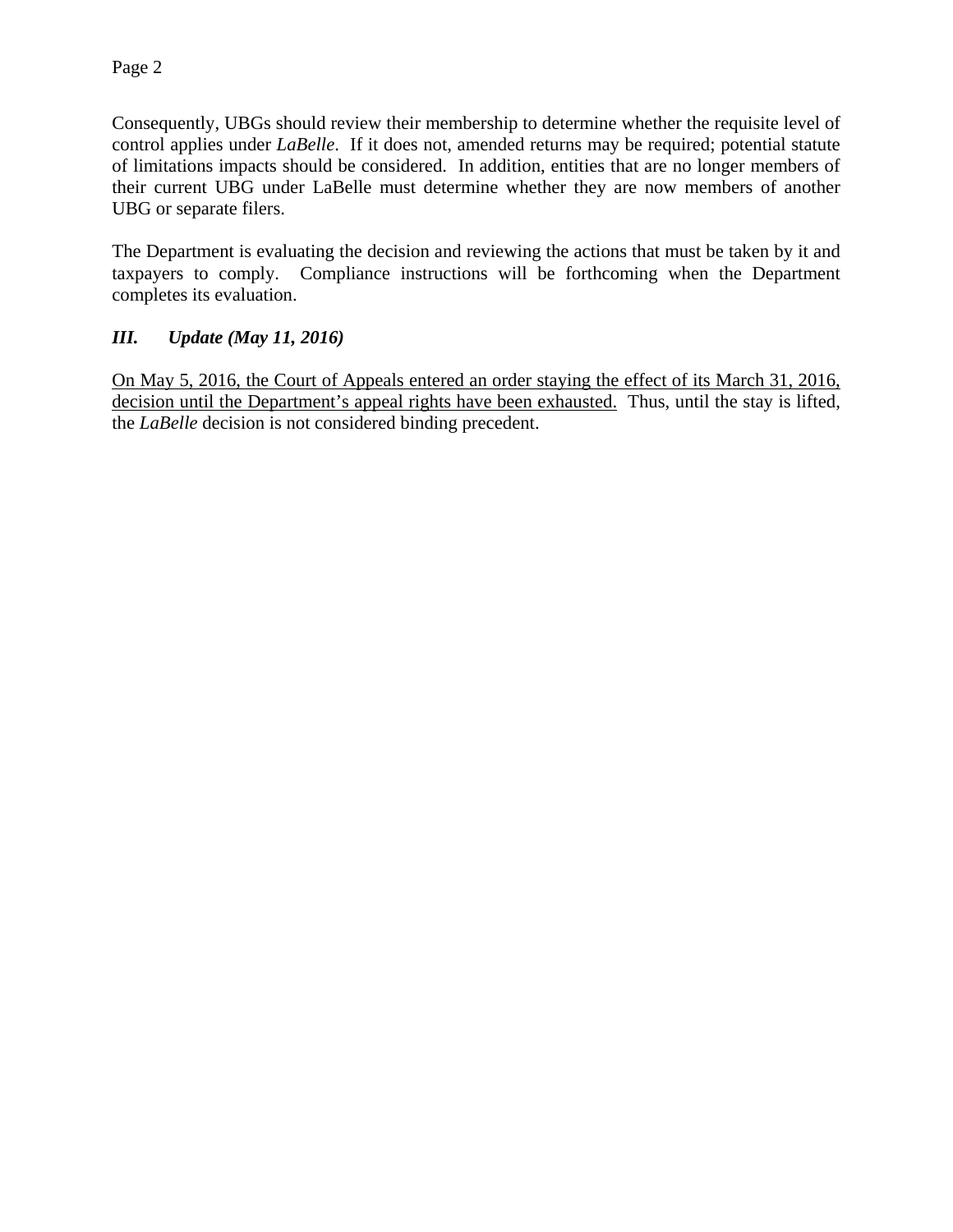Consequently, UBGs should review their membership to determine whether the requisite level of control applies under *LaBelle*. If it does not, amended returns may be required; potential statute of limitations impacts should be considered. In addition, entities that are no longer members of their current UBG under LaBelle must determine whether they are now members of another UBG or separate filers.

The Department is evaluating the decision and reviewing the actions that must be taken by it and taxpayers to comply. Compliance instructions will be forthcoming when the Department completes its evaluation.

### *III. Update (May 11, 2016)*

<u>On May 5, 2016, the Court of Appeals entered an order staying the effect of its March 31, 2016, decision until the Department's appeal rights have been exhausted.</u> Thus, until the stay is lifted, the *LaBelle* decision is not considered binding precedent.